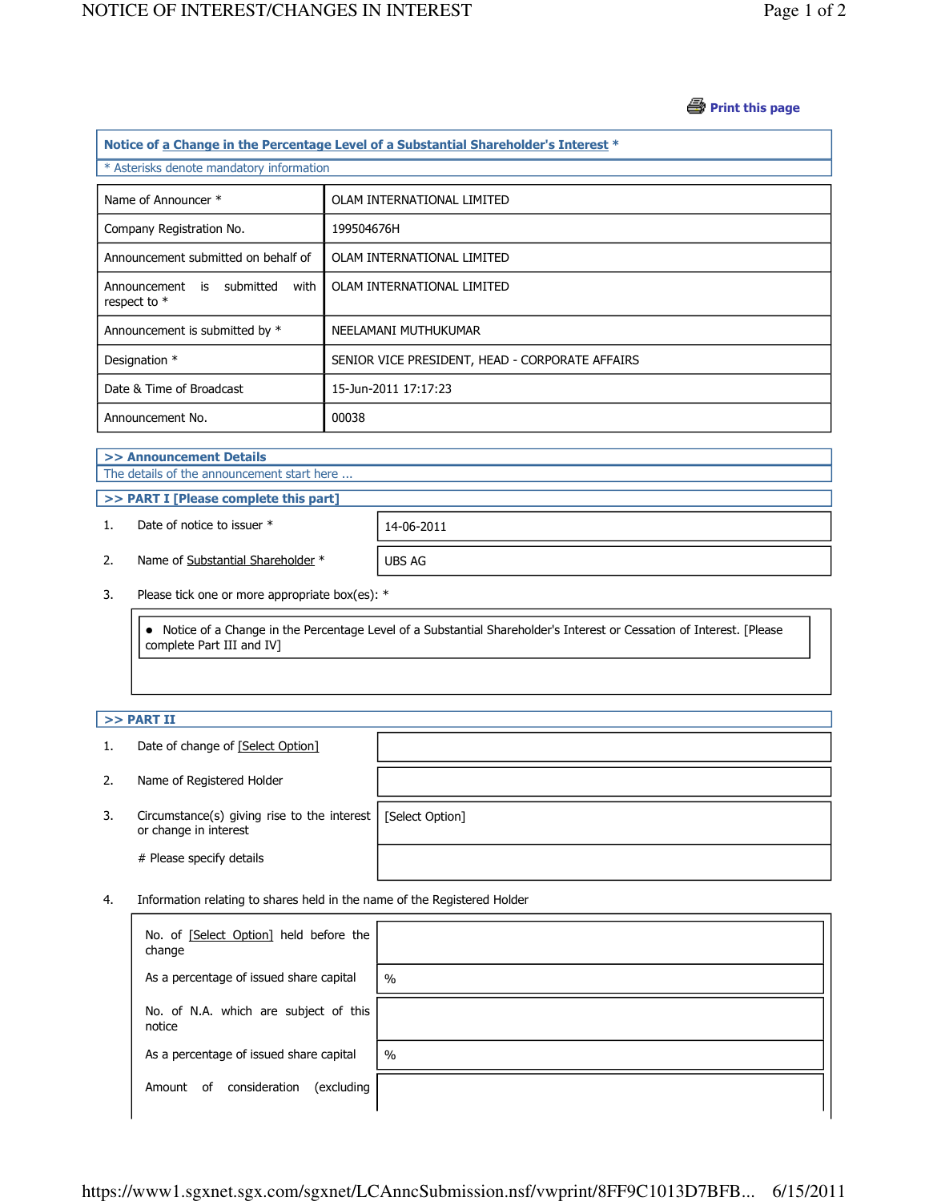Print this page

## Notice of a Change in the Percentage Level of a Substantial Shareholder's Interest *

* Asterisks denote mandatory information

| | |
|---|---|
| Name of Announcer * | OLAM INTERNATIONAL LIMITED |
| Company Registration No. | 199504676H |
| Announcement submitted on behalf of | OLAM INTERNATIONAL LIMITED |
| Announcement is submitted with respect to * | OLAM INTERNATIONAL LIMITED |
| Announcement is submitted by * | NEELAMANI MUTHUKUMAR |
| Designation * | SENIOR VICE PRESIDENT, HEAD - CORPORATE AFFAIRS |
| Date & Time of Broadcast | 15-Jun-2011 17:17:23 |
| Announcement No. | 00038 |

### >> Announcement Details

The details of the announcement start here ...

### >> PART I [Please complete this part]

| | | |
|---|---|---|
| 1. | Date of notice to issuer * | 14-06-2011 |
| 2. | Name of Substantial Shareholder * | UBS AG |

3. Please tick one or more appropriate box(es): *

- Notice of a Change in the Percentage Level of a Substantial Shareholder's Interest or Cessation of Interest. [Please complete Part III and IV]

### >> PART II

| | | |
|---|---|---|
| 1. | Date of change of [Select Option] | |
| 2. | Name of Registered Holder | |
| 3. | Circumstance(s) giving rise to the interest or change in interest | [Select Option] |
| | # Please specify details | |

4. Information relating to shares held in the name of the Registered Holder

| | |
|---|---|
| No. of [Select Option] held before the change | |
| As a percentage of issued share capital | % |
| No. of N.A. which are subject of this notice | |
| As a percentage of issued share capital | % |
| Amount of consideration (excluding | |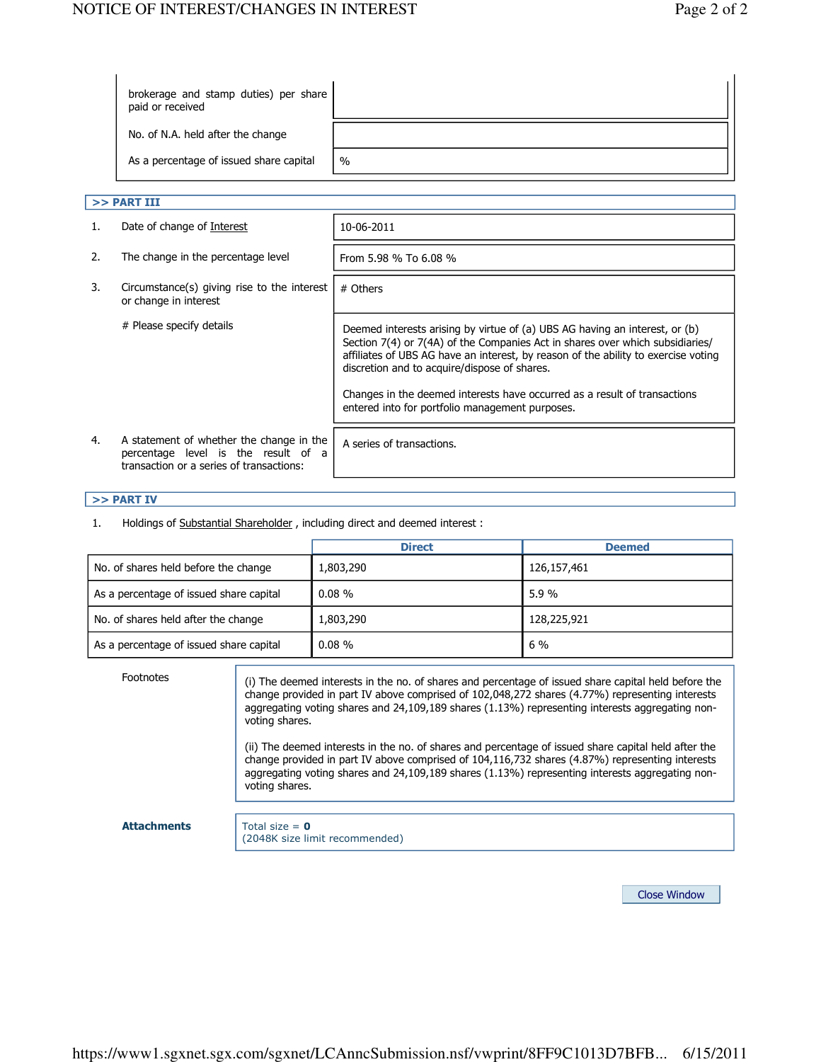| | |
|---|---|
| brokerage and stamp duties) per share paid or received | |
| No. of N.A. held after the change | |
| As a percentage of issued share capital | % |

## >> PART III

| | | |
|---|---|---|
| 1. | Date of change of Interest | 10-06-2011 |
| 2. | The change in the percentage level | From 5.98 % To 6.08 % |
| 3. | Circumstance(s) giving rise to the interest or change in interest | # Others |
| | # Please specify details | Deemed interests arising by virtue of (a) UBS AG having an interest, or (b) Section 7(4) or 7(4A) of the Companies Act in shares over which subsidiaries/ affiliates of UBS AG have an interest, by reason of the ability to exercise voting discretion and to acquire/dispose of shares.<br><br>Changes in the deemed interests have occurred as a result of transactions entered into for portfolio management purposes. |
| 4. | A statement of whether the change in the percentage level is the result of a transaction or a series of transactions: | A series of transactions. |

## >> PART IV

1. Holdings of Substantial Shareholder , including direct and deemed interest :

| | Direct | Deemed |
|---|---|---|
| No. of shares held before the change | 1,803,290 | 126,157,461 |
| As a percentage of issued share capital | 0.08 % | 5.9 % |
| No. of shares held after the change | 1,803,290 | 128,225,921 |
| As a percentage of issued share capital | 0.08 % | 6 % |

Footnotes

(i) The deemed interests in the no. of shares and percentage of issued share capital held before the change provided in part IV above comprised of 102,048,272 shares (4.77%) representing interests aggregating voting shares and 24,109,189 shares (1.13%) representing interests aggregating non-voting shares.

(ii) The deemed interests in the no. of shares and percentage of issued share capital held after the change provided in part IV above comprised of 104,116,732 shares (4.87%) representing interests aggregating voting shares and 24,109,189 shares (1.13%) representing interests aggregating non-voting shares.

**Attachments**

Total size = **0**
(2048K size limit recommended)

Close Window